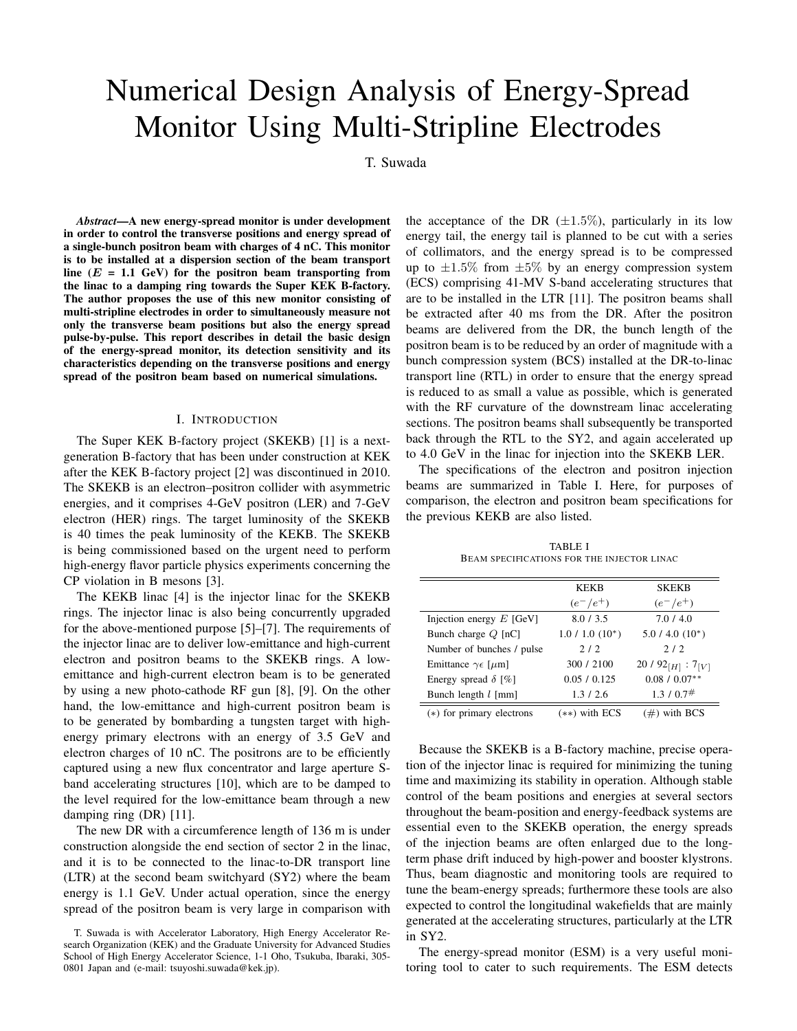# Numerical Design Analysis of Energy-Spread Monitor Using Multi-Stripline Electrodes

T. Suwada

***Abstract*—A new energy-spread monitor is under development in order to control the transverse positions and energy spread of a single-bunch positron beam with charges of 4 nC. This monitor is to be installed at a dispersion section of the beam transport line ($E$ = 1.1 GeV) for the positron beam transporting from the linac to a damping ring towards the Super KEK B-factory. The author proposes the use of this new monitor consisting of multi-stripline electrodes in order to simultaneously measure not only the transverse beam positions but also the energy spread pulse-by-pulse. This report describes in detail the basic design of the energy-spread monitor, its detection sensitivity and its characteristics depending on the transverse positions and energy spread of the positron beam based on numerical simulations.**

## I. Introduction

The Super KEK B-factory project (SKEKB) [1] is a next-generation B-factory that has been under construction at KEK after the KEK B-factory project [2] was discontinued in 2010. The SKEKB is an electron–positron collider with asymmetric energies, and it comprises 4-GeV positron (LER) and 7-GeV electron (HER) rings. The target luminosity of the SKEKB is 40 times the peak luminosity of the KEKB. The SKEKB is being commissioned based on the urgent need to perform high-energy flavor particle physics experiments concerning the CP violation in B mesons [3].

The KEKB linac [4] is the injector linac for the SKEKB rings. The injector linac is also being concurrently upgraded for the above-mentioned purpose [5]–[7]. The requirements of the injector linac are to deliver low-emittance and high-current electron and positron beams to the SKEKB rings. A low-emittance and high-current electron beam is to be generated by using a new photo-cathode RF gun [8], [9]. On the other hand, the low-emittance and high-current positron beam is to be generated by bombarding a tungsten target with high-energy primary electrons with an energy of 3.5 GeV and electron charges of 10 nC. The positrons are to be efficiently captured using a new flux concentrator and large aperture S-band accelerating structures [10], which are to be damped to the level required for the low-emittance beam through a new damping ring (DR) [11].

The new DR with a circumference length of 136 m is under construction alongside the end section of sector 2 in the linac, and it is to be connected to the linac-to-DR transport line (LTR) at the second beam switchyard (SY2) where the beam energy is 1.1 GeV. Under actual operation, since the energy spread of the positron beam is very large in comparison with the acceptance of the DR ($\pm 1.5\%$), particularly in its low energy tail, the energy tail is planned to be cut with a series of collimators, and the energy spread is to be compressed up to $\pm 1.5\%$ from $\pm 5\%$ by an energy compression system (ECS) comprising 41-MV S-band accelerating structures that are to be installed in the LTR [11]. The positron beams shall be extracted after 40 ms from the DR. After the positron beams are delivered from the DR, the bunch length of the positron beam is to be reduced by an order of magnitude with a bunch compression system (BCS) installed at the DR-to-linac transport line (RTL) in order to ensure that the energy spread is reduced to as small a value as possible, which is generated with the RF curvature of the downstream linac accelerating sections. The positron beams shall subsequently be transported back through the RTL to the SY2, and again accelerated up to 4.0 GeV in the linac for injection into the SKEKB LER.

The specifications of the electron and positron injection beams are summarized in Table I. Here, for purposes of comparison, the electron and positron beam specifications for the previous KEKB are also listed.

TABLE I
Beam specifications for the injector linac

| | KEKB | SKEKB |
|---|---|---|
| | ($e^-/e^+$) | ($e^-/e^+$) |
| Injection energy $E$ [GeV] | 8.0 / 3.5 | 7.0 / 4.0 |
| Bunch charge $Q$ [nC] | 1.0 / 1.0 (10*) | 5.0 / 4.0 (10*) |
| Number of bunches / pulse | 2 / 2 | 2 / 2 |
| Emittance $\gamma\epsilon$ [$\mu$m] | 300 / 2100 | 20 / $92_{[H]}$ : $7_{[V]}$ |
| Energy spread $\delta$ [%] | 0.05 / 0.125 | 0.08 / 0.07** |
| Bunch length $l$ [mm] | 1.3 / 2.6 | 1.3 / 0.7# |
| (*) for primary electrons | (**) with ECS | (#) with BCS |

Because the SKEKB is a B-factory machine, precise operation of the injector linac is required for minimizing the tuning time and maximizing its stability in operation. Although stable control of the beam positions and energies at several sectors throughout the beam-position and energy-feedback systems are essential even to the SKEKB operation, the energy spreads of the injection beams are often enlarged due to the long-term phase drift induced by high-power and booster klystrons. Thus, beam diagnostic and monitoring tools are required to tune the beam-energy spreads; furthermore these tools are also expected to control the longitudinal wakefields that are mainly generated at the accelerating structures, particularly at the LTR in SY2.

The energy-spread monitor (ESM) is a very useful monitoring tool to cater to such requirements. The ESM detects

T. Suwada is with Accelerator Laboratory, High Energy Accelerator Research Organization (KEK) and the Graduate University for Advanced Studies School of High Energy Accelerator Science, 1-1 Oho, Tsukuba, Ibaraki, 305-0801 Japan and (e-mail: tsuyoshi.suwada@kek.jp).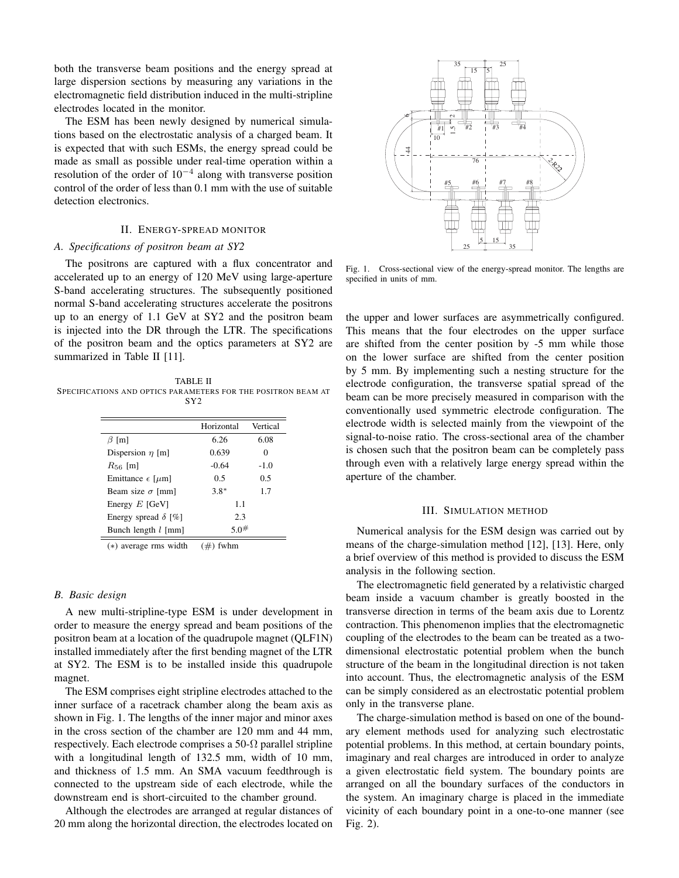both the transverse beam positions and the energy spread at large dispersion sections by measuring any variations in the electromagnetic field distribution induced in the multi-stripline electrodes located in the monitor.

The ESM has been newly designed by numerical simulations based on the electrostatic analysis of a charged beam. It is expected that with such ESMs, the energy spread could be made as small as possible under real-time operation within a resolution of the order of $10^{-4}$ along with transverse position control of the order of less than 0.1 mm with the use of suitable detection electronics.

## II. Energy-spread monitor

### A. Specifications of positron beam at SY2

The positrons are captured with a flux concentrator and accelerated up to an energy of 120 MeV using large-aperture S-band accelerating structures. The subsequently positioned normal S-band accelerating structures accelerate the positrons up to an energy of 1.1 GeV at SY2 and the positron beam is injected into the DR through the LTR. The specifications of the positron beam and the optics parameters at SY2 are summarized in Table II [11].

TABLE II
SPECIFICATIONS AND OPTICS PARAMETERS FOR THE POSITRON BEAM AT SY2

| | Horizontal | Vertical |
|---|---|---|
| $\beta$ [m] | 6.26 | 6.08 |
| Dispersion $\eta$ [m] | 0.639 | 0 |
| $R_{56}$ [m] | -0.64 | -1.0 |
| Emittance $\epsilon$ [$\mu$m] | 0.5 | 0.5 |
| Beam size $\sigma$ [mm] | $3.8^{*}$ | 1.7 |
| Energy $E$ [GeV] | 1.1 | |
| Energy spread $\delta$ [%] | 2.3 | |
| Bunch length $l$ [mm] | $5.0^{\#}$ | |

($*$) average rms width ($\#$) fwhm

### B. Basic design

A new multi-stripline-type ESM is under development in order to measure the energy spread and beam positions of the positron beam at a location of the quadrupole magnet (QLF1N) installed immediately after the first bending magnet of the LTR at SY2. The ESM is to be installed inside this quadrupole magnet.

The ESM comprises eight stripline electrodes attached to the inner surface of a racetrack chamber along the beam axis as shown in Fig. 1. The lengths of the inner major and minor axes in the cross section of the chamber are 120 mm and 44 mm, respectively. Each electrode comprises a 50-Ω parallel stripline with a longitudinal length of 132.5 mm, width of 10 mm, and thickness of 1.5 mm. An SMA vacuum feedthrough is connected to the upstream side of each electrode, while the downstream end is short-circuited to the chamber ground.

Although the electrodes are arranged at regular distances of 20 mm along the horizontal direction, the electrodes located on the upper and lower surfaces are asymmetrically configured. This means that the four electrodes on the upper surface are shifted from the center position by -5 mm while those on the lower surface are shifted from the center position by 5 mm. By implementing such a nesting structure for the electrode configuration, the transverse spatial spread of the beam can be more precisely measured in comparison with the conventionally used symmetric electrode configuration. The electrode width is selected mainly from the viewpoint of the signal-to-noise ratio. The cross-sectional area of the chamber is chosen such that the positron beam can be completely pass through even with a relatively large energy spread within the aperture of the chamber.

35
15
5
25
6
2
1.5
#1
#2
#3
#4
10
44
76
2-R22
#5
#6
#7
#8
5
15
25
35

Fig. 1. Cross-sectional view of the energy-spread monitor. The lengths are specified in units of mm.

## III. Simulation method

Numerical analysis for the ESM design was carried out by means of the charge-simulation method [12], [13]. Here, only a brief overview of this method is provided to discuss the ESM analysis in the following section.

The electromagnetic field generated by a relativistic charged beam inside a vacuum chamber is greatly boosted in the transverse direction in terms of the beam axis due to Lorentz contraction. This phenomenon implies that the electromagnetic coupling of the electrodes to the beam can be treated as a two-dimensional electrostatic potential problem when the bunch structure of the beam in the longitudinal direction is not taken into account. Thus, the electromagnetic analysis of the ESM can be simply considered as an electrostatic potential problem only in the transverse plane.

The charge-simulation method is based on one of the boundary element methods used for analyzing such electrostatic potential problems. In this method, at certain boundary points, imaginary and real charges are introduced in order to analyze a given electrostatic field system. The boundary points are arranged on all the boundary surfaces of the conductors in the system. An imaginary charge is placed in the immediate vicinity of each boundary point in a one-to-one manner (see Fig. 2).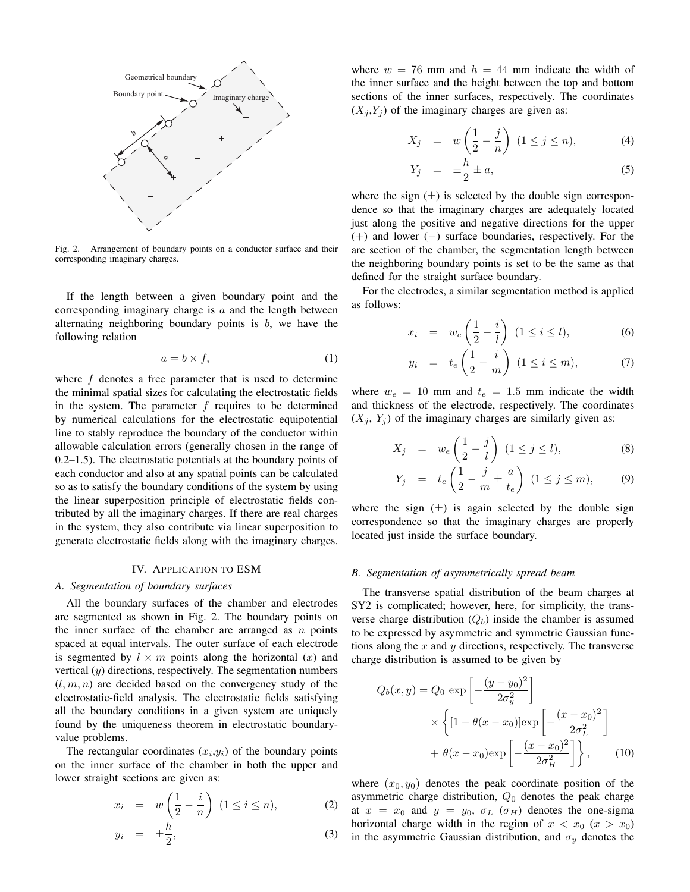Fig. 2. Arrangement of boundary points on a conductor surface and their corresponding imaginary charges.

If the length between a given boundary point and the corresponding imaginary charge is $a$ and the length between alternating neighboring boundary points is $b$, we have the following relation

$$a = b \times f, \tag{1}$$

where $f$ denotes a free parameter that is used to determine the minimal spatial sizes for calculating the electrostatic fields in the system. The parameter $f$ requires to be determined by numerical calculations for the electrostatic equipotential line to stably reproduce the boundary of the conductor within allowable calculation errors (generally chosen in the range of 0.2–1.5). The electrostatic potentials at the boundary points of each conductor and also at any spatial points can be calculated so as to satisfy the boundary conditions of the system by using the linear superposition principle of electrostatic fields contributed by all the imaginary charges. If there are real charges in the system, they also contribute via linear superposition to generate electrostatic fields along with the imaginary charges.

## IV. Application to ESM

### A. Segmentation of boundary surfaces

All the boundary surfaces of the chamber and electrodes are segmented as shown in Fig. 2. The boundary points on the inner surface of the chamber are arranged as $n$ points spaced at equal intervals. The outer surface of each electrode is segmented by $l \times m$ points along the horizontal ($x$) and vertical ($y$) directions, respectively. The segmentation numbers $(l, m, n)$ are decided based on the convergency study of the electrostatic-field analysis. The electrostatic fields satisfying all the boundary conditions in a given system are uniquely found by the uniqueness theorem in electrostatic boundary-value problems.

The rectangular coordinates $(x_i, y_i)$ of the boundary points on the inner surface of the chamber in both the upper and lower straight sections are given as:

$$x_i = w\left(\frac{1}{2} - \frac{i}{n}\right) \; (1 \le i \le n), \tag{2}$$

$$y_i = \pm\frac{h}{2}, \tag{3}$$

where $w = 76$ mm and $h = 44$ mm indicate the width of the inner surface and the height between the top and bottom sections of the inner surfaces, respectively. The coordinates $(X_j, Y_j)$ of the imaginary charges are given as:

$$X_j = w\left(\frac{1}{2} - \frac{j}{n}\right) \; (1 \le j \le n), \tag{4}$$

$$Y_j = \pm\frac{h}{2} \pm a, \tag{5}$$

where the sign ($\pm$) is selected by the double sign correspondence so that the imaginary charges are adequately located just along the positive and negative directions for the upper ($+$) and lower ($-$) surface boundaries, respectively. For the arc section of the chamber, the segmentation length between the neighboring boundary points is set to be the same as that defined for the straight surface boundary.

For the electrodes, a similar segmentation method is applied as follows:

$$x_i = w_e\left(\frac{1}{2} - \frac{i}{l}\right) \; (1 \le i \le l), \tag{6}$$

$$y_i = t_e\left(\frac{1}{2} - \frac{i}{m}\right) \; (1 \le i \le m), \tag{7}$$

where $w_e = 10$ mm and $t_e = 1.5$ mm indicate the width and thickness of the electrode, respectively. The coordinates $(X_j, Y_j)$ of the imaginary charges are similarly given as:

$$X_j = w_e\left(\frac{1}{2} - \frac{j}{l}\right) \; (1 \le j \le l), \tag{8}$$

$$Y_j = t_e\left(\frac{1}{2} - \frac{j}{m} \pm \frac{a}{t_e}\right) \; (1 \le j \le m), \tag{9}$$

where the sign ($\pm$) is again selected by the double sign correspondence so that the imaginary charges are properly located just inside the surface boundary.

### B. Segmentation of asymmetrically spread beam

The transverse spatial distribution of the beam charges at SY2 is complicated; however, here, for simplicity, the transverse charge distribution ($Q_b$) inside the chamber is assumed to be expressed by asymmetric and symmetric Gaussian functions along the $x$ and $y$ directions, respectively. The transverse charge distribution is assumed to be given by

$$\begin{aligned} Q_b(x,y) = Q_0 \exp\left[-\frac{(y-y_0)^2}{2\sigma_y^2}\right] \\ \times \left\{[1-\theta(x-x_0)]\exp\left[-\frac{(x-x_0)^2}{2\sigma_L^2}\right] \right. \\ \left. + \; \theta(x-x_0)\exp\left[-\frac{(x-x_0)^2}{2\sigma_H^2}\right]\right\}, \end{aligned} \tag{10}$$

where $(x_0, y_0)$ denotes the peak coordinate position of the asymmetric charge distribution, $Q_0$ denotes the peak charge at $x = x_0$ and $y = y_0$, $\sigma_L$ ($\sigma_H$) denotes the one-sigma horizontal charge width in the region of $x < x_0$ ($x > x_0$) in the asymmetric Gaussian distribution, and $\sigma_y$ denotes the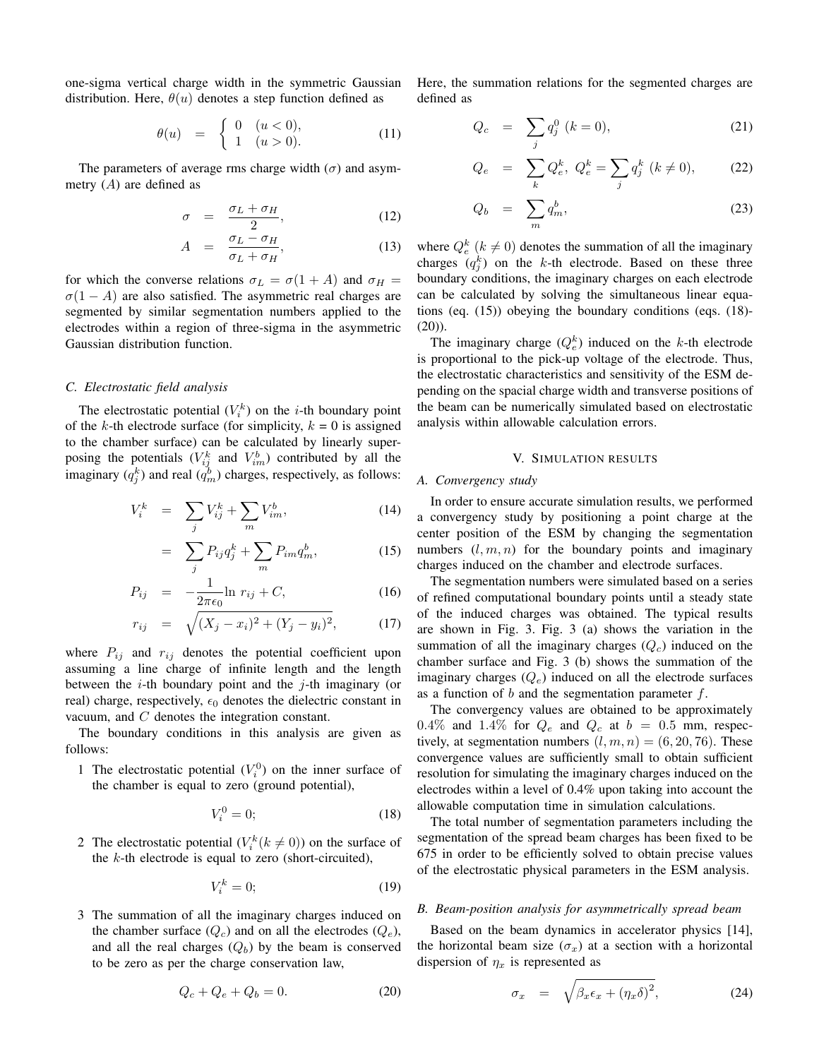one-sigma vertical charge width in the symmetric Gaussian distribution. Here, $\theta(u)$ denotes a step function defined as

$$\theta(u) = \begin{cases} 0 & (u < 0), \\ 1 & (u > 0). \end{cases} \quad (11)$$

The parameters of average rms charge width ($\sigma$) and asymmetry ($A$) are defined as

$$\sigma = \frac{\sigma_L + \sigma_H}{2}, \quad (12)$$

$$A = \frac{\sigma_L - \sigma_H}{\sigma_L + \sigma_H}, \quad (13)$$

for which the converse relations $\sigma_L = \sigma(1 + A)$ and $\sigma_H = \sigma(1 - A)$ are also satisfied. The asymmetric real charges are segmented by similar segmentation numbers applied to the electrodes within a region of three-sigma in the asymmetric Gaussian distribution function.

### C. Electrostatic field analysis

The electrostatic potential ($V_i^k$) on the $i$-th boundary point of the $k$-th electrode surface (for simplicity, $k$ = 0 is assigned to the chamber surface) can be calculated by linearly superposing the potentials ($V_{ij}^k$ and $V_{im}^b$) contributed by all the imaginary ($q_j^k$) and real ($q_m^b$) charges, respectively, as follows:

$$V_i^k = \sum_j V_{ij}^k + \sum_m V_{im}^b, \quad (14)$$

$$= \sum_j P_{ij} q_j^k + \sum_m P_{im} q_m^b, \quad (15)$$

$$P_{ij} = -\frac{1}{2\pi\epsilon_0} \ln r_{ij} + C, \quad (16)$$

$$r_{ij} = \sqrt{(X_j - x_i)^2 + (Y_j - y_i)^2}, \quad (17)$$

where $P_{ij}$ and $r_{ij}$ denotes the potential coefficient upon assuming a line charge of infinite length and the length between the $i$-th boundary point and the $j$-th imaginary (or real) charge, respectively, $\epsilon_0$ denotes the dielectric constant in vacuum, and $C$ denotes the integration constant.

The boundary conditions in this analysis are given as follows:

1 The electrostatic potential ($V_i^0$) on the inner surface of the chamber is equal to zero (ground potential),

$$V_i^0 = 0; \quad (18)$$

2 The electrostatic potential ($V_i^k (k \neq 0)$) on the surface of the $k$-th electrode is equal to zero (short-circuited),

$$V_i^k = 0; \quad (19)$$

3 The summation of all the imaginary charges induced on the chamber surface ($Q_c$) and on all the electrodes ($Q_e$), and all the real charges ($Q_b$) by the beam is conserved to be zero as per the charge conservation law,

$$Q_c + Q_e + Q_b = 0. \quad (20)$$

Here, the summation relations for the segmented charges are defined as

$$Q_c = \sum_j q_j^0 \ (k = 0), \quad (21)$$

$$Q_e = \sum_k Q_e^k, \ Q_e^k = \sum_j q_j^k \ (k \neq 0), \quad (22)$$

$$Q_b = \sum_m q_m^b, \quad (23)$$

where $Q_e^k$ $(k \neq 0)$ denotes the summation of all the imaginary charges ($q_j^k$) on the $k$-th electrode. Based on these three boundary conditions, the imaginary charges on each electrode can be calculated by solving the simultaneous linear equations (eq. (15)) obeying the boundary conditions (eqs. (18)-(20)).

The imaginary charge ($Q_e^k$) induced on the $k$-th electrode is proportional to the pick-up voltage of the electrode. Thus, the electrostatic characteristics and sensitivity of the ESM depending on the spacial charge width and transverse positions of the beam can be numerically simulated based on electrostatic analysis within allowable calculation errors.

## V. Simulation results

### A. Convergency study

In order to ensure accurate simulation results, we performed a convergency study by positioning a point charge at the center position of the ESM by changing the segmentation numbers $(l, m, n)$ for the boundary points and imaginary charges induced on the chamber and electrode surfaces.

The segmentation numbers were simulated based on a series of refined computational boundary points until a steady state of the induced charges was obtained. The typical results are shown in Fig. 3. Fig. 3 (a) shows the variation in the summation of all the imaginary charges ($Q_c$) induced on the chamber surface and Fig. 3 (b) shows the summation of the imaginary charges ($Q_e$) induced on all the electrode surfaces as a function of $b$ and the segmentation parameter $f$.

The convergency values are obtained to be approximately 0.4% and 1.4% for $Q_e$ and $Q_c$ at $b$ = 0.5 mm, respectively, at segmentation numbers $(l, m, n) = (6, 20, 76)$. These convergence values are sufficiently small to obtain sufficient resolution for simulating the imaginary charges induced on the electrodes within a level of 0.4% upon taking into account the allowable computation time in simulation calculations.

The total number of segmentation parameters including the segmentation of the spread beam charges has been fixed to be 675 in order to be efficiently solved to obtain precise values of the electrostatic physical parameters in the ESM analysis.

### B. Beam-position analysis for asymmetrically spread beam

Based on the beam dynamics in accelerator physics [14], the horizontal beam size ($\sigma_x$) at a section with a horizontal dispersion of $\eta_x$ is represented as

$$\sigma_x = \sqrt{\beta_x \epsilon_x + (\eta_x \delta)^2}, \quad (24)$$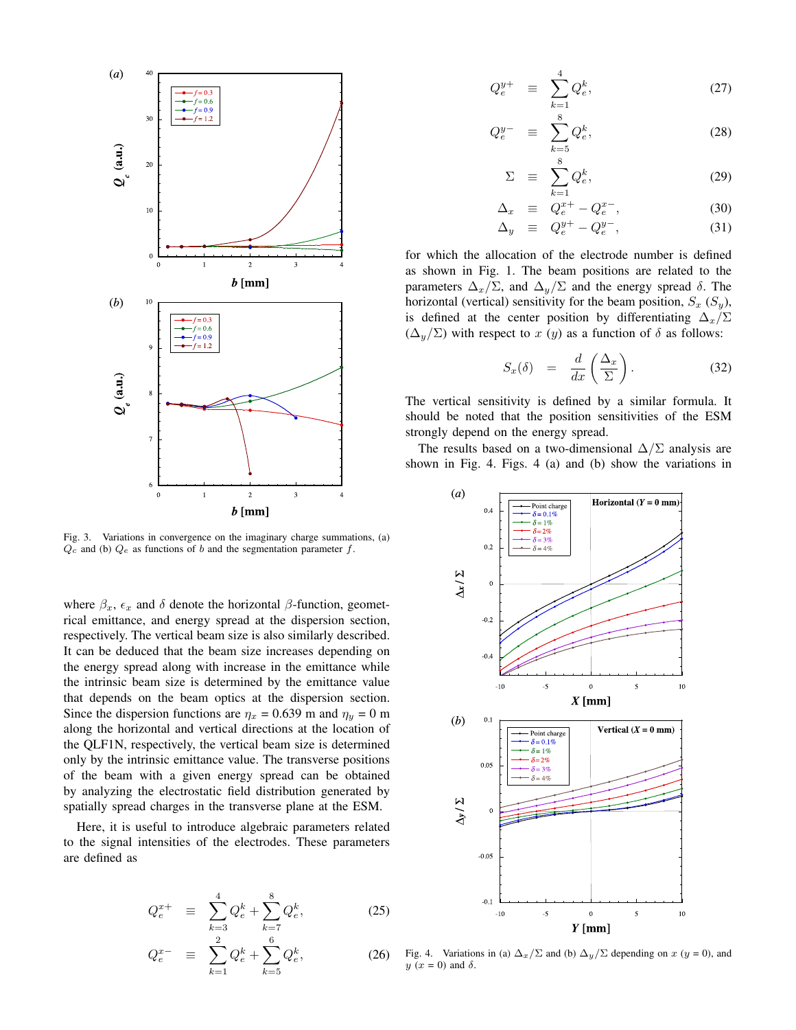Fig. 3. Variations in convergence on the imaginary charge summations, (a) $Q_c$ and (b) $Q_e$ as functions of $b$ and the segmentation parameter $f$.

where $\beta_x$, $\epsilon_x$ and $\delta$ denote the horizontal $\beta$-function, geometrical emittance, and energy spread at the dispersion section, respectively. The vertical beam size is also similarly described. It can be deduced that the beam size increases depending on the energy spread along with increase in the emittance while the intrinsic beam size is determined by the emittance value that depends on the beam optics at the dispersion section. Since the dispersion functions are $\eta_x$ = 0.639 m and $\eta_y$ = 0 m along the horizontal and vertical directions at the location of the QLF1N, respectively, the vertical beam size is determined only by the intrinsic emittance value. The transverse positions of the beam with a given energy spread can be obtained by analyzing the electrostatic field distribution generated by spatially spread charges in the transverse plane at the ESM.

Here, it is useful to introduce algebraic parameters related to the signal intensities of the electrodes. These parameters are defined as

$$Q_e^{x+} \equiv \sum_{k=3}^{4} Q_e^k + \sum_{k=7}^{8} Q_e^k, \tag{25}$$

$$Q_e^{x-} \equiv \sum_{k=1}^{2} Q_e^k + \sum_{k=5}^{6} Q_e^k, \tag{26}$$

$$Q_e^{y+} \equiv \sum_{k=1}^{4} Q_e^k, \tag{27}$$

$$Q_e^{y-} \equiv \sum_{k=5}^{8} Q_e^k, \tag{28}$$

$$\Sigma \equiv \sum_{k=1}^{8} Q_e^k, \tag{29}$$

$$\Delta_x \equiv Q_e^{x+} - Q_e^{x-}, \tag{30}$$

$$\Delta_y \equiv Q_e^{y+} - Q_e^{y-}, \tag{31}$$

for which the allocation of the electrode number is defined as shown in Fig. 1. The beam positions are related to the parameters $\Delta_x/\Sigma$, and $\Delta_y/\Sigma$ and the energy spread $\delta$. The horizontal (vertical) sensitivity for the beam position, $S_x$ ($S_y$), is defined at the center position by differentiating $\Delta_x/\Sigma$ ($\Delta_y/\Sigma$) with respect to $x$ ($y$) as a function of $\delta$ as follows:

$$S_x(\delta) = \frac{d}{dx}\left(\frac{\Delta_x}{\Sigma}\right). \tag{32}$$

The vertical sensitivity is defined by a similar formula. It should be noted that the position sensitivities of the ESM strongly depend on the energy spread.

The results based on a two-dimensional $\Delta/\Sigma$ analysis are shown in Fig. 4. Figs. 4 (a) and (b) show the variations in

Fig. 4. Variations in (a) $\Delta_x/\Sigma$ and (b) $\Delta_y/\Sigma$ depending on $x$ ($y$ = 0), and $y$ ($x$ = 0) and $\delta$.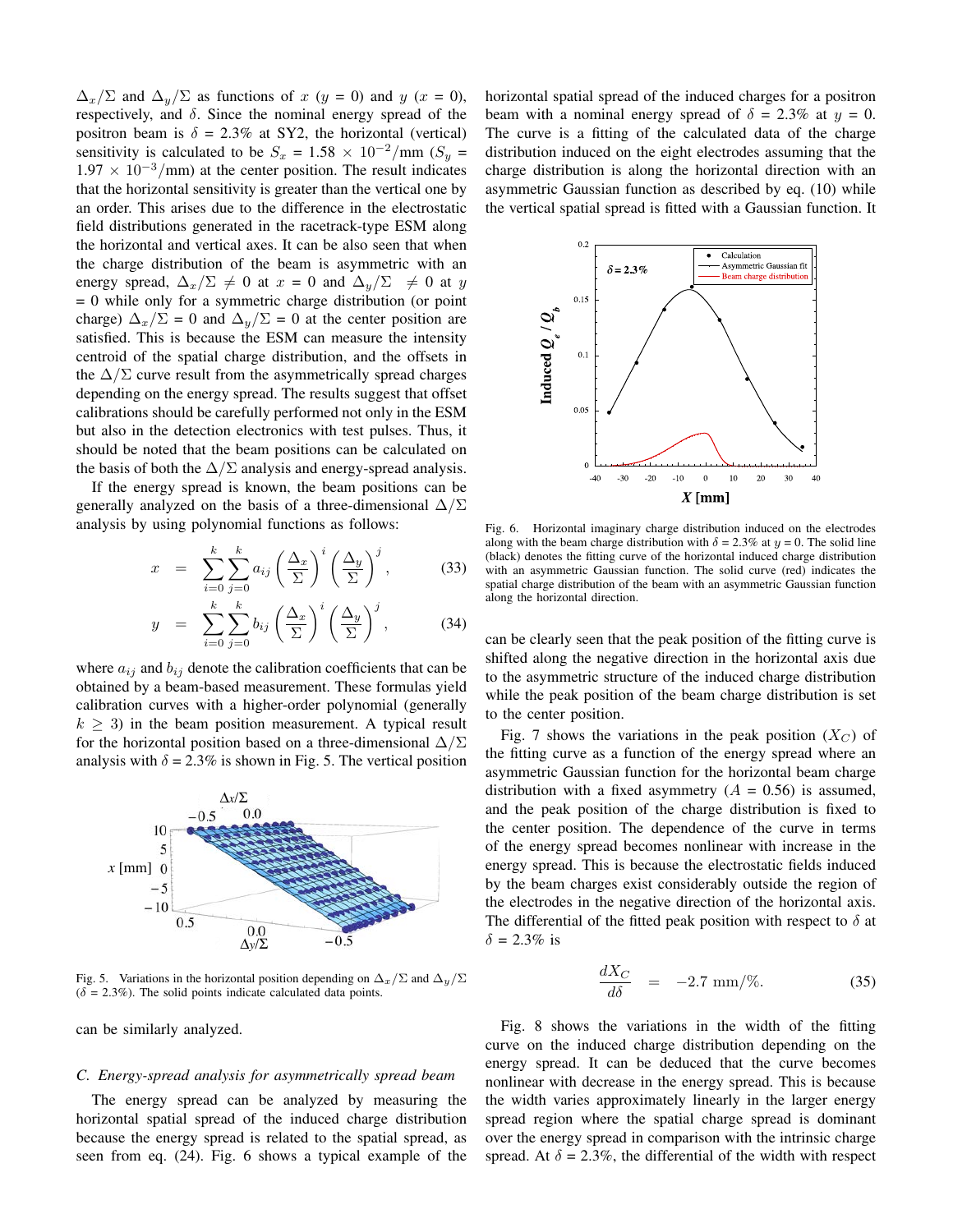$\Delta_x/\Sigma$ and $\Delta_y/\Sigma$ as functions of $x$ ($y$ = 0) and $y$ ($x$ = 0), respectively, and $\delta$. Since the nominal energy spread of the positron beam is $\delta$ = 2.3% at SY2, the horizontal (vertical) sensitivity is calculated to be $S_x = 1.58 \times 10^{-2}$/mm ($S_y = 1.97 \times 10^{-3}$/mm) at the center position. The result indicates that the horizontal sensitivity is greater than the vertical one by an order. This arises due to the difference in the electrostatic field distributions generated in the racetrack-type ESM along the horizontal and vertical axes. It can be also seen that when the charge distribution of the beam is asymmetric with an energy spread, $\Delta_x/\Sigma \neq 0$ at $x$ = 0 and $\Delta_y/\Sigma \neq 0$ at $y$ = 0 while only for a symmetric charge distribution (or point charge) $\Delta_x/\Sigma = 0$ and $\Delta_y/\Sigma = 0$ at the center position are satisfied. This is because the ESM can measure the intensity centroid of the spatial charge distribution, and the offsets in the $\Delta/\Sigma$ curve result from the asymmetrically spread charges depending on the energy spread. The results suggest that offset calibrations should be carefully performed not only in the ESM but also in the detection electronics with test pulses. Thus, it should be noted that the beam positions can be calculated on the basis of both the $\Delta/\Sigma$ analysis and energy-spread analysis.

If the energy spread is known, the beam positions can be generally analyzed on the basis of a three-dimensional $\Delta/\Sigma$ analysis by using polynomial functions as follows:

$$x = \sum_{i=0}^{k}\sum_{j=0}^{k} a_{ij}\left(\frac{\Delta_x}{\Sigma}\right)^i\left(\frac{\Delta_y}{\Sigma}\right)^j, \tag{33}$$

$$y = \sum_{i=0}^{k}\sum_{j=0}^{k} b_{ij}\left(\frac{\Delta_x}{\Sigma}\right)^i\left(\frac{\Delta_y}{\Sigma}\right)^j, \tag{34}$$

where $a_{ij}$ and $b_{ij}$ denote the calibration coefficients that can be obtained by a beam-based measurement. These formulas yield calibration curves with a higher-order polynomial (generally $k \geq 3$) in the beam position measurement. A typical result for the horizontal position based on a three-dimensional $\Delta/\Sigma$ analysis with $\delta$ = 2.3% is shown in Fig. 5. The vertical position can be similarly analyzed.

Fig. 5. Variations in the horizontal position depending on $\Delta_x/\Sigma$ and $\Delta_y/\Sigma$ ($\delta$ = 2.3%). The solid points indicate calculated data points.

### C. Energy-spread analysis for asymmetrically spread beam

The energy spread can be analyzed by measuring the horizontal spatial spread of the induced charge distribution because the energy spread is related to the spatial spread, as seen from eq. (24). Fig. 6 shows a typical example of the horizontal spatial spread of the induced charges for a positron beam with a nominal energy spread of $\delta$ = 2.3% at $y$ = 0. The curve is a fitting of the calculated data of the charge distribution induced on the eight electrodes assuming that the charge distribution is along the horizontal direction with an asymmetric Gaussian function as described by eq. (10) while the vertical spatial spread is fitted with a Gaussian function. It can be clearly seen that the peak position of the fitting curve is shifted along the negative direction in the horizontal axis due to the asymmetric structure of the induced charge distribution while the peak position of the beam charge distribution is set to the center position.

Fig. 6. Horizontal imaginary charge distribution induced on the electrodes along with the beam charge distribution with $\delta$ = 2.3% at $y$ = 0. The solid line (black) denotes the fitting curve of the horizontal induced charge distribution with an asymmetric Gaussian function. The solid curve (red) indicates the spatial charge distribution of the beam with an asymmetric Gaussian function along the horizontal direction.

Fig. 7 shows the variations in the peak position ($X_C$) of the fitting curve as a function of the energy spread where an asymmetric Gaussian function for the horizontal beam charge distribution with a fixed asymmetry ($A$ = 0.56) is assumed, and the peak position of the charge distribution is fixed to the center position. The dependence of the curve in terms of the energy spread becomes nonlinear with increase in the energy spread. This is because the electrostatic fields induced by the beam charges exist considerably outside the region of the electrodes in the negative direction of the horizontal axis. The differential of the fitted peak position with respect to $\delta$ at $\delta$ = 2.3% is

$$\frac{dX_C}{d\delta} = -2.7 \text{ mm/\%}. \tag{35}$$

Fig. 8 shows the variations in the width of the fitting curve on the induced charge distribution depending on the energy spread. It can be deduced that the curve becomes nonlinear with decrease in the energy spread. This is because the width varies approximately linearly in the larger energy spread region where the spatial charge spread is dominant over the energy spread in comparison with the intrinsic charge spread. At $\delta$ = 2.3%, the differential of the width with respect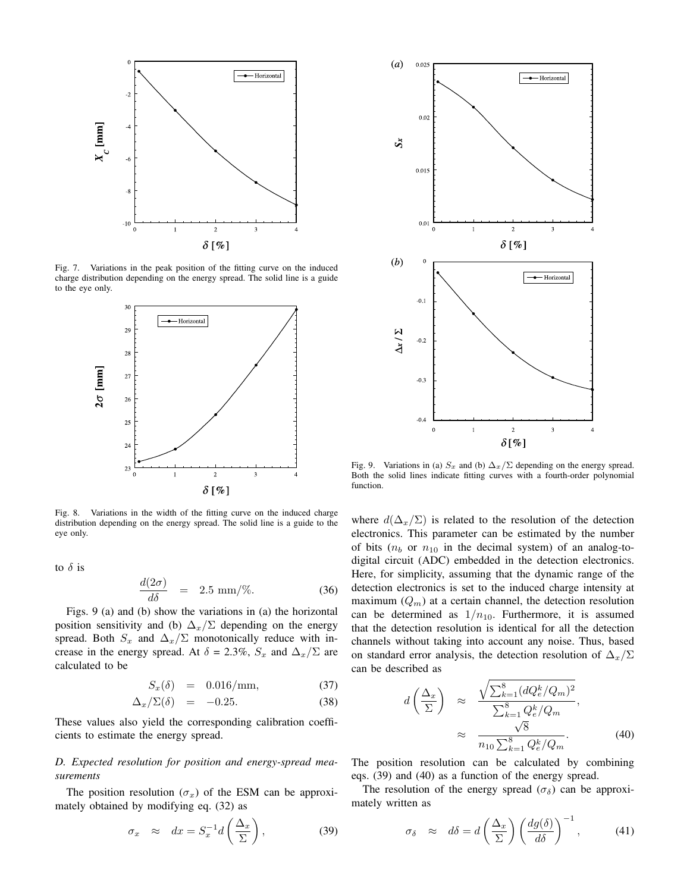Fig. 7. Variations in the peak position of the fitting curve on the induced charge distribution depending on the energy spread. The solid line is a guide to the eye only.

Fig. 8. Variations in the width of the fitting curve on the induced charge distribution depending on the energy spread. The solid line is a guide to the eye only.

to $\delta$ is

$$\frac{d(2\sigma)}{d\delta} = 2.5 \text{ mm}/\%. \tag{36}$$

Figs. 9 (a) and (b) show the variations in (a) the horizontal position sensitivity and (b) $\Delta_x/\Sigma$ depending on the energy spread. Both $S_x$ and $\Delta_x/\Sigma$ monotonically reduce with increase in the energy spread. At $\delta$ = 2.3%, $S_x$ and $\Delta_x/\Sigma$ are calculated to be

$$S_x(\delta) = 0.016/\text{mm}, \tag{37}$$

$$\Delta_x/\Sigma(\delta) = -0.25. \tag{38}$$

These values also yield the corresponding calibration coefficients to estimate the energy spread.

### D. Expected resolution for position and energy-spread measurements

The position resolution ($\sigma_x$) of the ESM can be approximately obtained by modifying eq. (32) as

$$\sigma_x \approx dx = S_x^{-1} d\left(\frac{\Delta_x}{\Sigma}\right), \tag{39}$$

Fig. 9. Variations in (a) $S_x$ and (b) $\Delta_x/\Sigma$ depending on the energy spread. Both the solid lines indicate fitting curves with a fourth-order polynomial function.

where $d(\Delta_x/\Sigma)$ is related to the resolution of the detection electronics. This parameter can be estimated by the number of bits ($n_b$ or $n_{10}$ in the decimal system) of an analog-to-digital circuit (ADC) embedded in the detection electronics. Here, for simplicity, assuming that the dynamic range of the detection electronics is set to the induced charge intensity at maximum ($Q_m$) at a certain channel, the detection resolution can be determined as $1/n_{10}$. Furthermore, it is assumed that the detection resolution is identical for all the detection channels without taking into account any noise. Thus, based on standard error analysis, the detection resolution of $\Delta_x/\Sigma$ can be described as

$$d\left(\frac{\Delta_x}{\Sigma}\right) \approx \frac{\sqrt{\sum_{k=1}^{8}(dQ_e^k/Q_m)^2}}{\sum_{k=1}^{8} Q_e^k/Q_m}, \approx \frac{\sqrt{8}}{n_{10}\sum_{k=1}^{8} Q_e^k/Q_m}. \tag{40}$$

The position resolution can be calculated by combining eqs. (39) and (40) as a function of the energy spread.

The resolution of the energy spread ($\sigma_\delta$) can be approximately written as

$$\sigma_\delta \approx d\delta = d\left(\frac{\Delta_x}{\Sigma}\right)\left(\frac{dg(\delta)}{d\delta}\right)^{-1}, \tag{41}$$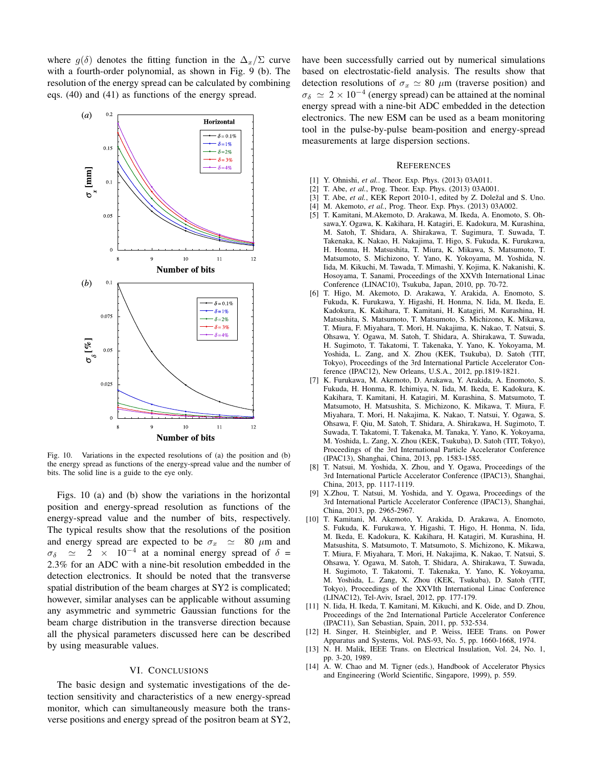where $g(\delta)$ denotes the fitting function in the $\Delta_x/\Sigma$ curve with a fourth-order polynomial, as shown in Fig. 9 (b). The resolution of the energy spread can be calculated by combining eqs. (40) and (41) as functions of the energy spread.

(a)

Horizontal

$\delta = 0.1\%$
$\delta = 1\%$
$\delta = 2\%$
$\delta = 3\%$
$\delta = 4\%$

$\sigma_x$ [mm]

0.2
0.15
0.1
0.05
0

8
9
10
11
12

Number of bits

(b)

$\delta = 0.1\%$
$\delta = 1\%$
$\delta = 2\%$
$\delta = 3\%$
$\delta = 4\%$

$\sigma_\delta$ [%]

0.1
0.075
0.05
0.025
0

8
9
10
11
12

Number of bits

Fig. 10. Variations in the expected resolutions of (a) the position and (b) the energy spread as functions of the energy-spread value and the number of bits. The solid line is a guide to the eye only.

Figs. 10 (a) and (b) show the variations in the horizontal position and energy-spread resolution as functions of the energy-spread value and the number of bits, respectively. The typical results show that the resolutions of the position and energy spread are expected to be $\sigma_x \simeq 80$ $\mu$m and $\sigma_\delta \simeq 2 \times 10^{-4}$ at a nominal energy spread of $\delta = 2.3\%$ for an ADC with a nine-bit resolution embedded in the detection electronics. It should be noted that the transverse spatial distribution of the beam charges at SY2 is complicated; however, similar analyses can be applicable without assuming any asymmetric and symmetric Gaussian functions for the beam charge distribution in the transverse direction because all the physical parameters discussed here can be described by using measurable values.

## VI. Conclusions

The basic design and systematic investigations of the detection sensitivity and characteristics of a new energy-spread monitor, which can simultaneously measure both the transverse positions and energy spread of the positron beam at SY2, have been successfully carried out by numerical simulations based on electrostatic-field analysis. The results show that detection resolutions of $\sigma_x \simeq 80$ $\mu$m (traverse position) and $\sigma_\delta \simeq 2 \times 10^{-4}$ (energy spread) can be attained at the nominal energy spread with a nine-bit ADC embedded in the detection electronics. The new ESM can be used as a beam monitoring tool in the pulse-by-pulse beam-position and energy-spread measurements at large dispersion sections.

## References

[1] Y. Ohnishi, *et al.*. Theor. Exp. Phys. (2013) 03A011.

[2] T. Abe, *et al.*, Prog. Theor. Exp. Phys. (2013) 03A001.

[3] T. Abe, *et al.*, KEK Report 2010-1, edited by Z. Doležal and S. Uno.

[4] M. Akemoto, *et al.*, Prog. Theor. Exp. Phys. (2013) 03A002.

[5] T. Kamitani, M.Akemoto, D. Arakawa, M. Ikeda, A. Enomoto, S. Ohsawa,Y. Ogawa, K. Kakihara, H. Katagiri, E. Kadokura, M. Kurashina, M. Satoh, T. Shidara, A. Shirakawa, T. Sugimura, T. Suwada, T. Takenaka, K. Nakao, H. Nakajima, T. Higo, S. Fukuda, K. Furukawa, H. Honma, H. Matsushita, T. Miura, K. Mikawa, S. Matsumoto, T. Matsumoto, S. Michizono, Y. Yano, K. Yokoyama, M. Yoshida, N. Iida, M. Kikuchi, M. Tawada, T. Mimashi, Y. Kojima, K. Nakanishi, K. Hosoyama, T. Sanami, Proceedings of the XXVth International Linac Conference (LINAC10), Tsukuba, Japan, 2010, pp. 70-72.

[6] T. Higo, M. Akemoto, D. Arakawa, Y. Arakida, A. Enomoto, S. Fukuda, K. Furukawa, Y. Higashi, H. Honma, N. Iida, M. Ikeda, E. Kadokura, K. Kakihara, T. Kamitani, H. Katagiri, M. Kurashina, H. Matsushita, S. Matsumoto, T. Matsumoto, S. Michizono, K. Mikawa, T. Miura, F. Miyahara, T. Mori, H. Nakajima, K. Nakao, T. Natsui, S. Ohsawa, Y. Ogawa, M. Satoh, T. Shidara, A. Shirakawa, T. Suwada, H. Sugimoto, T. Takatomi, T. Takenaka, Y. Yano, K. Yokoyama, M. Yoshida, L. Zang, and X. Zhou (KEK, Tsukuba), D. Satoh (TIT, Tokyo), Proceedings of the 3rd International Particle Accelerator Conference (IPAC12), New Orleans, U.S.A., 2012, pp.1819-1821.

[7] K. Furukawa, M. Akemoto, D. Arakawa, Y. Arakida, A. Enomoto, S. Fukuda, H. Honma, R. Ichimiya, N. Iida, M. Ikeda, E. Kadokura, K. Kakihara, T. Kamitani, H. Katagiri, M. Kurashina, S. Matsumoto, T. Matsumoto, H. Matsushita, S. Michizono, K. Mikawa, T. Miura, F. Miyahara, T. Mori, H. Nakajima, K. Nakao, T. Natsui, Y. Ogawa, S. Ohsawa, F. Qiu, M. Satoh, T. Shidara, A. Shirakawa, H. Sugimoto, T. Suwada, T. Takatomi, T. Takenaka, M. Tanaka, T. Yano, K. Yokoyama, M. Yoshida, L. Zang, X. Zhou (KEK, Tsukuba), D. Satoh (TIT, Tokyo), Proceedings of the 3rd International Particle Accelerator Conference (IPAC13), Shanghai, China, 2013, pp. 1583-1585.

[8] T. Natsui, M. Yoshida, X. Zhou, and Y. Ogawa, Proceedings of the 3rd International Particle Accelerator Conference (IPAC13), Shanghai, China, 2013, pp. 1117-1119.

[9] X.Zhou, T. Natsui, M. Yoshida, and Y. Ogawa, Proceedings of the 3rd International Particle Accelerator Conference (IPAC13), Shanghai, China, 2013, pp. 2965-2967.

[10] T. Kamitani, M. Akemoto, Y. Arakida, D. Arakawa, A. Enomoto, S. Fukuda, K. Furukawa, Y. Higashi, T. Higo, H. Honma, N. Iida, M. Ikeda, E. Kadokura, K. Kakihara, H. Katagiri, M. Kurashina, H. Matsushita, S. Matsumoto, T. Matsumoto, S. Michizono, K. Mikawa, T. Miura, F. Miyahara, T. Mori, H. Nakajima, K. Nakao, T. Natsui, S. Ohsawa, Y. Ogawa, M. Satoh, T. Shidara, A. Shirakawa, T. Suwada, H. Sugimoto, T. Takatomi, T. Takenaka, Y. Yano, K. Yokoyama, M. Yoshida, L. Zang, X. Zhou (KEK, Tsukuba), D. Satoh (TIT, Tokyo), Proceedings of the XXVIth International Linac Conference (LINAC12), Tel-Aviv, Israel, 2012, pp. 177-179.

[11] N. Iida, H. Ikeda, T. Kamitani, M. Kikuchi, and K. Oide, and D. Zhou, Proceedings of the 2nd International Particle Accelerator Conference (IPAC11), San Sebastian, Spain, 2011, pp. 532-534.

[12] H. Singer, H. Steinbigler, and P. Weiss, IEEE Trans. on Power Apparatus and Systems, Vol. PAS-93, No. 5, pp. 1660-1668, 1974.

[13] N. H. Malik, IEEE Trans. on Electrical Insulation, Vol. 24, No. 1, pp. 3-20, 1989.

[14] A. W. Chao and M. Tigner (eds.), Handbook of Accelerator Physics and Engineering (World Scientific, Singapore, 1999), p. 559.